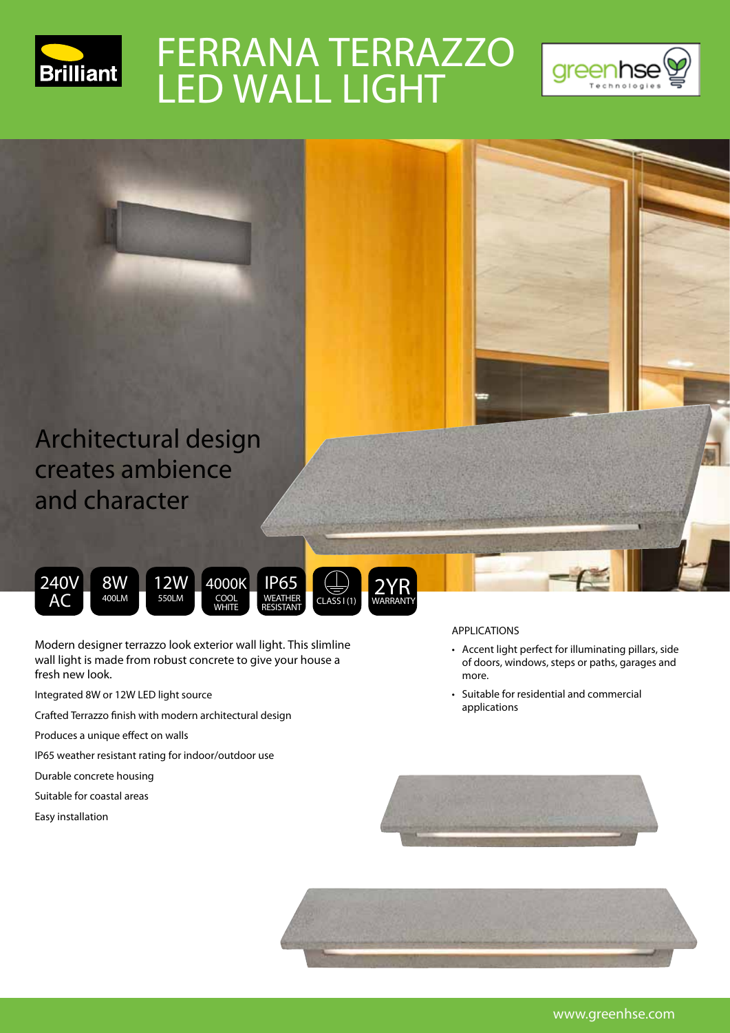Brilliant

# FERRANA TERRAZZO LED WALL LIGHT

greenhse Technologies

## Architectural design creates ambience and character

240V AC | 8W 400LM | 12W 550LM | 4000K COOL WHITE | IP65 WEATHER RESISTANT | CLASS I (1) | 2YR WARRANTY

Modern designer terrazzo look exterior wall light. This slimline wall light is made from robust concrete to give your house a fresh new look.

Integrated 8W or 12W LED light source

Crafted Terrazzo finish with modern architectural design

Produces a unique effect on walls

IP65 weather resistant rating for indoor/outdoor use

Durable concrete housing

Suitable for coastal areas

Easy installation

APPLICATIONS

- Accent light perfect for illuminating pillars, side of doors, windows, steps or paths, garages and more.
- Suitable for residential and commercial applications

www.greenhse.com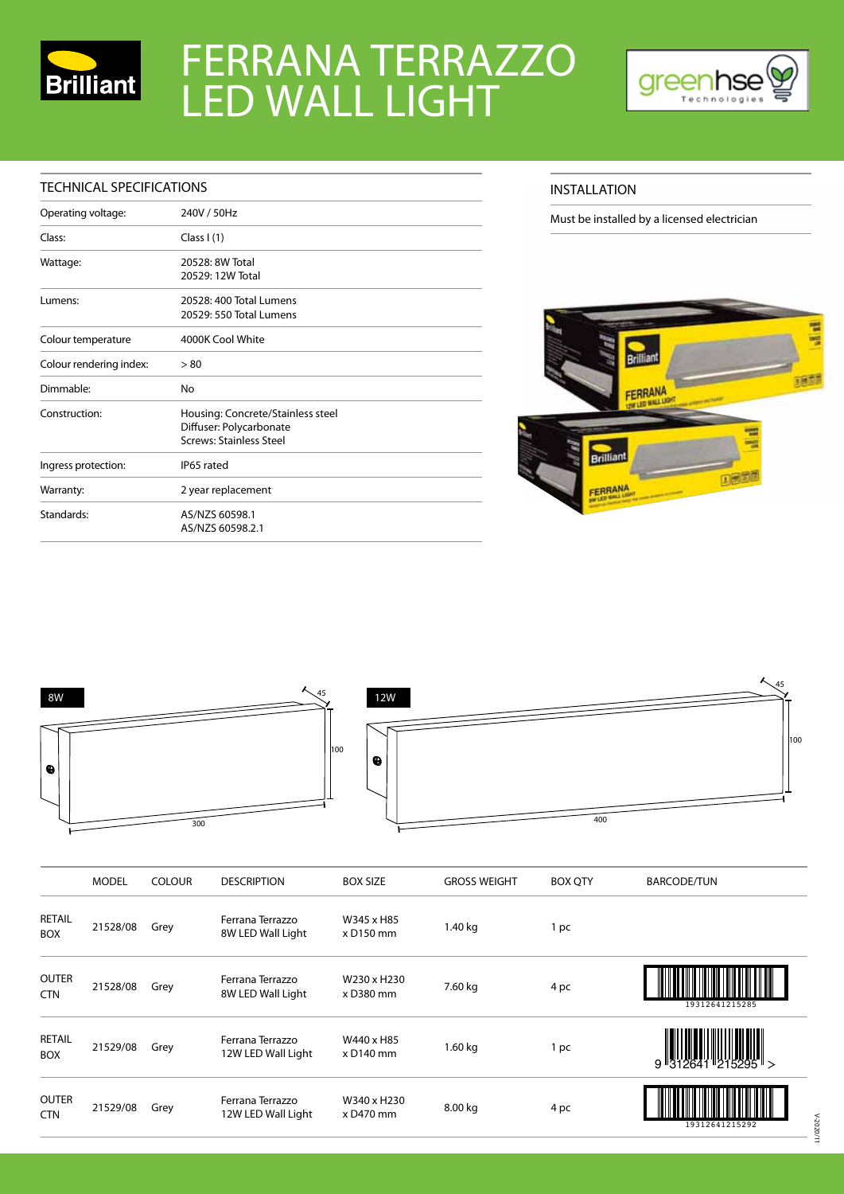# FERRANA TERRAZZO LED WALL LIGHT

## TECHNICAL SPECIFICATIONS

| | |
|---|---|
| Operating voltage: | 240V / 50Hz |
| Class: | Class I (1) |
| Wattage: | 20528: 8W Total<br>20529: 12W Total |
| Lumens: | 20528: 400 Total Lumens<br>20529: 550 Total Lumens |
| Colour temperature | 4000K Cool White |
| Colour rendering index: | > 80 |
| Dimmable: | No |
| Construction: | Housing: Concrete/Stainless steel<br>Diffuser: Polycarbonate<br>Screws: Stainless Steel |
| Ingress protection: | IP65 rated |
| Warranty: | 2 year replacement |
| Standards: | AS/NZS 60598.1<br>AS/NZS 60598.2.1 |

## INSTALLATION

Must be installed by a licensed electrician

8W
45
100
300

12W
45
100
400

| | MODEL | COLOUR | DESCRIPTION | BOX SIZE | GROSS WEIGHT | BOX QTY | BARCODE/TUN |
|---|---|---|---|---|---|---|---|
| RETAIL BOX | 21528/08 | Grey | Ferrana Terrazzo 8W LED Wall Light | W345 x H85 x D150 mm | 1.40 kg | 1 pc | |
| OUTER CTN | 21528/08 | Grey | Ferrana Terrazzo 8W LED Wall Light | W230 x H230 x D380 mm | 7.60 kg | 4 pc | 19312641215285 |
| RETAIL BOX | 21529/08 | Grey | Ferrana Terrazzo 12W LED Wall Light | W440 x H85 x D140 mm | 1.60 kg | 1 pc | 9 312641 215295 |
| OUTER CTN | 21529/08 | Grey | Ferrana Terrazzo 12W LED Wall Light | W340 x H230 x D470 mm | 8.00 kg | 4 pc | 19312641215292 |

V-2020/11